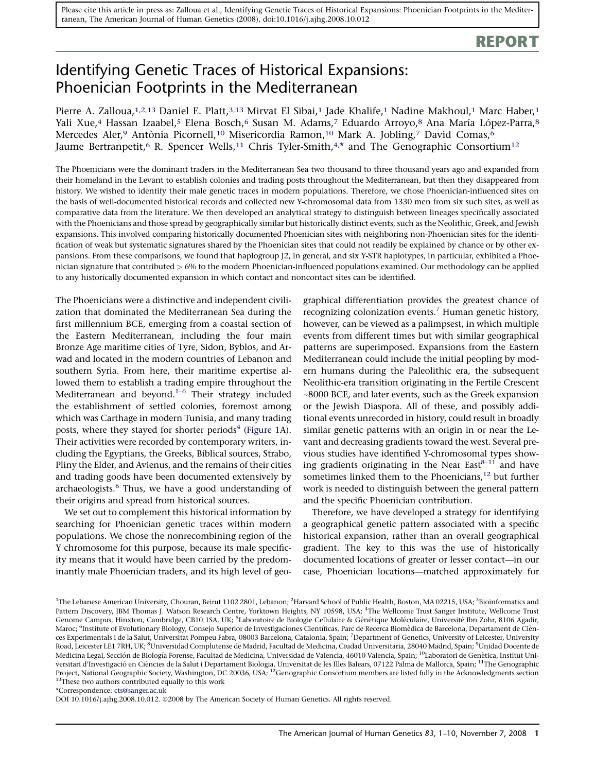Please cite this article in press as: Zalloua et al., Identifying Genetic Traces of Historical Expansions: Phoenician Footprints in the Mediterranean, The American Journal of Human Genetics (2008), doi:10.1016/j.ajhg.2008.10.012

**REPORT**

# Identifying Genetic Traces of Historical Expansions: Phoenician Footprints in the Mediterranean

Pierre A. Zalloua,[1,2,13] Daniel E. Platt,[3,13] Mirvat El Sibai,[1] Jade Khalife,[1] Nadine Makhoul,[1] Marc Haber,[1] Yali Xue,[4] Hassan Izaabel,[5] Elena Bosch,[6] Susan M. Adams,[7] Eduardo Arroyo,[8] Ana María López-Parra,[8] Mercedes Aler,[9] Antònia Picornell,[10] Misericordia Ramon,[10] Mark A. Jobling,[7] David Comas,[6] Jaume Bertranpetit,[6] R. Spencer Wells,[11] Chris Tyler-Smith,[4,*] and The Genographic Consortium[12]

The Phoenicians were the dominant traders in the Mediterranean Sea two thousand to three thousand years ago and expanded from their homeland in the Levant to establish colonies and trading posts throughout the Mediterranean, but then they disappeared from history. We wished to identify their male genetic traces in modern populations. Therefore, we chose Phoenician-influenced sites on the basis of well-documented historical records and collected new Y-chromosomal data from 1330 men from six such sites, as well as comparative data from the literature. We then developed an analytical strategy to distinguish between lineages specifically associated with the Phoenicians and those spread by geographically similar but historically distinct events, such as the Neolithic, Greek, and Jewish expansions. This involved comparing historically documented Phoenician sites with neighboring non-Phoenician sites for the identification of weak but systematic signatures shared by the Phoenician sites that could not readily be explained by chance or by other expansions. From these comparisons, we found that haplogroup J2, in general, and six Y-STR haplotypes, in particular, exhibited a Phoenician signature that contributed > 6% to the modern Phoenician-influenced populations examined. Our methodology can be applied to any historically documented expansion in which contact and noncontact sites can be identified.

The Phoenicians were a distinctive and independent civilization that dominated the Mediterranean Sea during the first millennium BCE, emerging from a coastal section of the Eastern Mediterranean, including the four main Bronze Age maritime cities of Tyre, Sidon, Byblos, and Arwad and located in the modern countries of Lebanon and southern Syria. From here, their maritime expertise allowed them to establish a trading empire throughout the Mediterranean and beyond.[1–6] Their strategy included the establishment of settled colonies, foremost among which was Carthage in modern Tunisia, and many trading posts, where they stayed for shorter periods[4] (Figure 1A). Their activities were recorded by contemporary writers, including the Egyptians, the Greeks, Biblical sources, Strabo, Pliny the Elder, and Avienus, and the remains of their cities and trading goods have been documented extensively by archaeologists.[6] Thus, we have a good understanding of their origins and spread from historical sources.

We set out to complement this historical information by searching for Phoenician genetic traces within modern populations. We chose the nonrecombining region of the Y chromosome for this purpose, because its male specificity means that it would have been carried by the predominantly male Phoenician traders, and its high level of geographical differentiation provides the greatest chance of recognizing colonization events.[7] Human genetic history, however, can be viewed as a palimpsest, in which multiple events from different times but with similar geographical patterns are superimposed. Expansions from the Eastern Mediterranean could include the initial peopling by modern humans during the Paleolithic era, the subsequent Neolithic-era transition originating in the Fertile Crescent ~8000 BCE, and later events, such as the Greek expansion or the Jewish Diaspora. All of these, and possibly additional events unrecorded in history, could result in broadly similar genetic patterns with an origin in or near the Levant and decreasing gradients toward the west. Several previous studies have identified Y-chromosomal types showing gradients originating in the Near East[8–11] and have sometimes linked them to the Phoenicians,[12] but further work is needed to distinguish between the general pattern and the specific Phoenician contribution.

Therefore, we have developed a strategy for identifying a geographical genetic pattern associated with a specific historical expansion, rather than an overall geographical gradient. The key to this was the use of historically documented locations of greater or lesser contact—in our case, Phoenician locations—matched approximately for

[1]The Lebanese American University, Chouran, Beirut 1102 2801, Lebanon; [2]Harvard School of Public Health, Boston, MA 02215, USA; [3]Bioinformatics and Pattern Discovery, IBM Thomas J. Watson Research Centre, Yorktown Heights, NY 10598, USA; [4]The Wellcome Trust Sanger Institute, Wellcome Trust Genome Campus, Hinxton, Cambridge, CB10 1SA, UK; [5]Laboratoire de Biologie Cellulaire & Génétique Moléculaire, Université Ibn Zohr, 8106 Agadir, Maroc; [6]Institute of Evolutionary Biology, Consejo Superior de Investigaciones Científicas, Parc de Recerca Biomèdica de Barcelona, Departament de Ciènces Experimentals i de la Salut, Universitat Pompeu Fabra, 08003 Barcelona, Catalonia, Spain; [7]Department of Genetics, University of Leicester, University Road, Leicester LE1 7RH, UK; [8]Universidad Complutense de Madrid, Facultad de Medicina, Ciudad Universitaria, 28040 Madrid, Spain; [9]Unidad Docente de Medicina Legal, Sección de Biología Forense, Facultad de Medicina, Universidad de Valencia, 46010 Valencia, Spain; [10]Laboratori de Genètica, Institut Universitari d'Investigació en Ciències de la Salut i Departament Biologia, Universitat de les Illes Balears, 07122 Palma de Mallorca, Spain; [11]The Genographic Project, National Geographic Society, Washington, DC 20036, USA; [12]Genographic Consortium members are listed fully in the Acknowledgments section
[13]These two authors contributed equally to this work
*Correspondence: cts@sanger.ac.uk
DOI 10.1016/j.ajhg.2008.10.012. ©2008 by The American Society of Human Genetics. All rights reserved.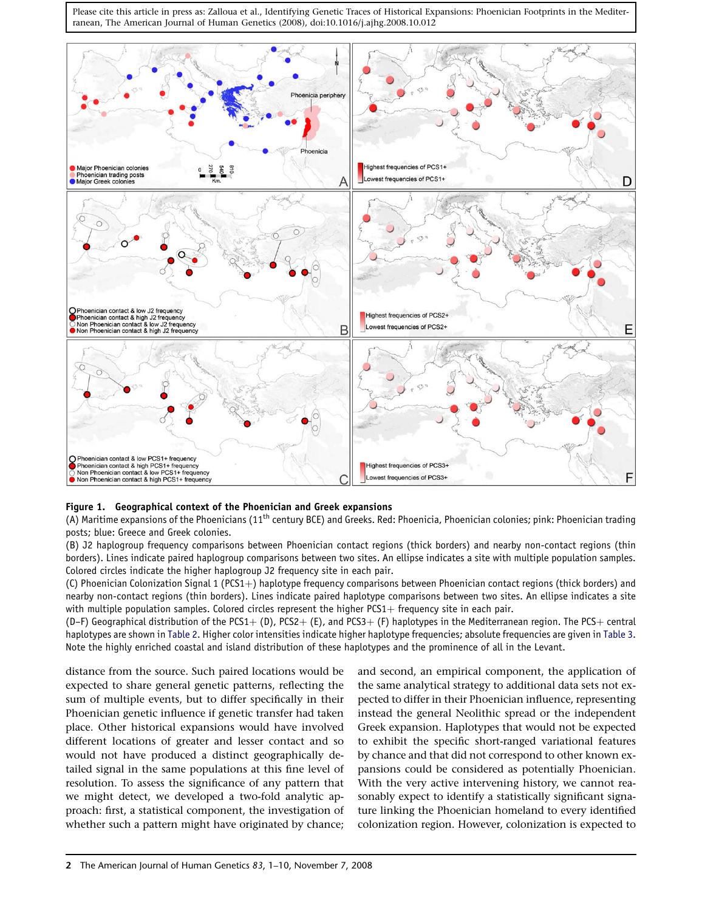**Figure 1. Geographical context of the Phoenician and Greek expansions**

(A) Maritime expansions of the Phoenicians (11th century BCE) and Greeks. Red: Phoenicia, Phoenician colonies; pink: Phoenician trading posts; blue: Greece and Greek colonies.

(B) J2 haplogroup frequency comparisons between Phoenician contact regions (thick borders) and nearby non-contact regions (thin borders). Lines indicate paired haplogroup comparisons between two sites. An ellipse indicates a site with multiple population samples. Colored circles indicate the higher haplogroup J2 frequency site in each pair.

(C) Phoenician Colonization Signal 1 (PCS1+) haplotype frequency comparisons between Phoenician contact regions (thick borders) and nearby non-contact regions (thin borders). Lines indicate paired haplotype comparisons between two sites. An ellipse indicates a site with multiple population samples. Colored circles represent the higher PCS1+ frequency site in each pair.

(D–F) Geographical distribution of the PCS1+ (D), PCS2+ (E), and PCS3+ (F) haplotypes in the Mediterranean region. The PCS+ central haplotypes are shown in Table 2. Higher color intensities indicate higher haplotype frequencies; absolute frequencies are given in Table 3. Note the highly enriched coastal and island distribution of these haplotypes and the prominence of all in the Levant.

distance from the source. Such paired locations would be expected to share general genetic patterns, reflecting the sum of multiple events, but to differ specifically in their Phoenician genetic influence if genetic transfer had taken place. Other historical expansions would have involved different locations of greater and lesser contact and so would not have produced a distinct geographically detailed signal in the same populations at this fine level of resolution. To assess the significance of any pattern that we might detect, we developed a two-fold analytic approach: first, a statistical component, the investigation of whether such a pattern might have originated by chance; and second, an empirical component, the application of the same analytical strategy to additional data sets not expected to differ in their Phoenician influence, representing instead the general Neolithic spread or the independent Greek expansion. Haplotypes that would not be expected to exhibit the specific short-ranged variational features by chance and that did not correspond to other known expansions could be considered as potentially Phoenician. With the very active intervening history, we cannot reasonably expect to identify a statistically significant signature linking the Phoenician homeland to every identified colonization region. However, colonization is expected to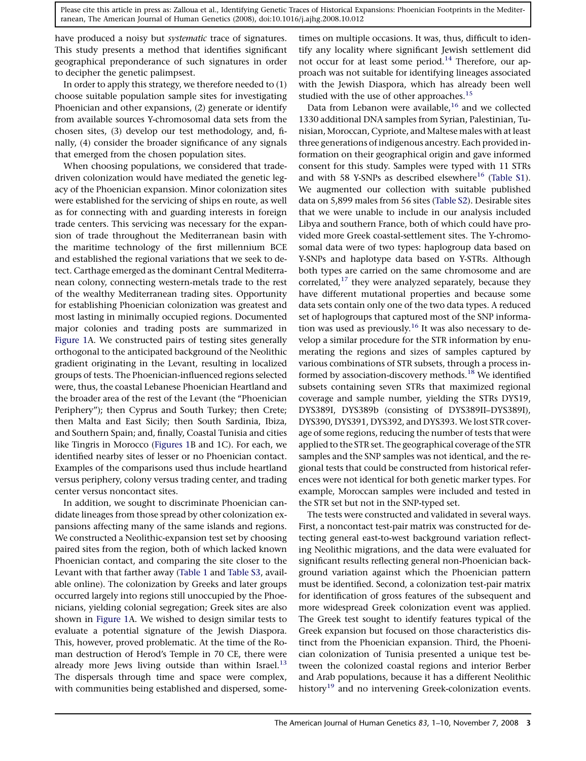have produced a noisy but *systematic* trace of signatures. This study presents a method that identifies significant geographical preponderance of such signatures in order to decipher the genetic palimpsest.

In order to apply this strategy, we therefore needed to (1) choose suitable population sample sites for investigating Phoenician and other expansions, (2) generate or identify from available sources Y-chromosomal data sets from the chosen sites, (3) develop our test methodology, and, finally, (4) consider the broader significance of any signals that emerged from the chosen population sites.

When choosing populations, we considered that trade-driven colonization would have mediated the genetic legacy of the Phoenician expansion. Minor colonization sites were established for the servicing of ships en route, as well as for connecting with and guarding interests in foreign trade centers. This servicing was necessary for the expansion of trade throughout the Mediterranean basin with the maritime technology of the first millennium BCE and established the regional variations that we seek to detect. Carthage emerged as the dominant Central Mediterranean colony, connecting western-metals trade to the rest of the wealthy Mediterranean trading sites. Opportunity for establishing Phoenician colonization was greatest and most lasting in minimally occupied regions. Documented major colonies and trading posts are summarized in Figure 1A. We constructed pairs of testing sites generally orthogonal to the anticipated background of the Neolithic gradient originating in the Levant, resulting in localized groups of tests. The Phoenician-influenced regions selected were, thus, the coastal Lebanese Phoenician Heartland and the broader area of the rest of the Levant (the "Phoenician Periphery"); then Cyprus and South Turkey; then Crete; then Malta and East Sicily; then South Sardinia, Ibiza, and Southern Spain; and, finally, Coastal Tunisia and cities like Tingris in Morocco (Figures 1B and 1C). For each, we identified nearby sites of lesser or no Phoenician contact. Examples of the comparisons used thus include heartland versus periphery, colony versus trading center, and trading center versus noncontact sites.

In addition, we sought to discriminate Phoenician candidate lineages from those spread by other colonization expansions affecting many of the same islands and regions. We constructed a Neolithic-expansion test set by choosing paired sites from the region, both of which lacked known Phoenician contact, and comparing the site closer to the Levant with that farther away (Table 1 and Table S3, available online). The colonization by Greeks and later groups occurred largely into regions still unoccupied by the Phoenicians, yielding colonial segregation; Greek sites are also shown in Figure 1A. We wished to design similar tests to evaluate a potential signature of the Jewish Diaspora. This, however, proved problematic. At the time of the Roman destruction of Herod's Temple in 70 CE, there were already more Jews living outside than within Israel.[13] The dispersals through time and space were complex, with communities being established and dispersed, sometimes on multiple occasions. It was, thus, difficult to identify any locality where significant Jewish settlement did not occur for at least some period.[14] Therefore, our approach was not suitable for identifying lineages associated with the Jewish Diaspora, which has already been well studied with the use of other approaches.[15]

Data from Lebanon were available,[16] and we collected 1330 additional DNA samples from Syrian, Palestinian, Tunisian, Moroccan, Cypriote, and Maltese males with at least three generations of indigenous ancestry. Each provided information on their geographical origin and gave informed consent for this study. Samples were typed with 11 STRs and with 58 Y-SNPs as described elsewhere[16] (Table S1). We augmented our collection with suitable published data on 5,899 males from 56 sites (Table S2). Desirable sites that we were unable to include in our analysis included Libya and southern France, both of which could have provided more Greek coastal-settlement sites. The Y-chromosomal data were of two types: haplogroup data based on Y-SNPs and haplotype data based on Y-STRs. Although both types are carried on the same chromosome and are correlated,[17] they were analyzed separately, because they have different mutational properties and because some data sets contain only one of the two data types. A reduced set of haplogroups that captured most of the SNP information was used as previously.[16] It was also necessary to develop a similar procedure for the STR information by enumerating the regions and sizes of samples captured by various combinations of STR subsets, through a process informed by association-discovery methods.[18] We identified subsets containing seven STRs that maximized regional coverage and sample number, yielding the STRs DYS19, DYS389I, DYS389b (consisting of DYS389II–DYS389I), DYS390, DYS391, DYS392, and DYS393. We lost STR coverage of some regions, reducing the number of tests that were applied to the STR set. The geographical coverage of the STR samples and the SNP samples was not identical, and the regional tests that could be constructed from historical references were not identical for both genetic marker types. For example, Moroccan samples were included and tested in the STR set but not in the SNP-typed set.

The tests were constructed and validated in several ways. First, a noncontact test-pair matrix was constructed for detecting general east-to-west background variation reflecting Neolithic migrations, and the data were evaluated for significant results reflecting general non-Phoenician background variation against which the Phoenician pattern must be identified. Second, a colonization test-pair matrix for identification of gross features of the subsequent and more widespread Greek colonization event was applied. The Greek test sought to identify features typical of the Greek expansion but focused on those characteristics distinct from the Phoenician expansion. Third, the Phoenician colonization of Tunisia presented a unique test between the colonized coastal regions and interior Berber and Arab populations, because it has a different Neolithic history[19] and no intervening Greek-colonization events.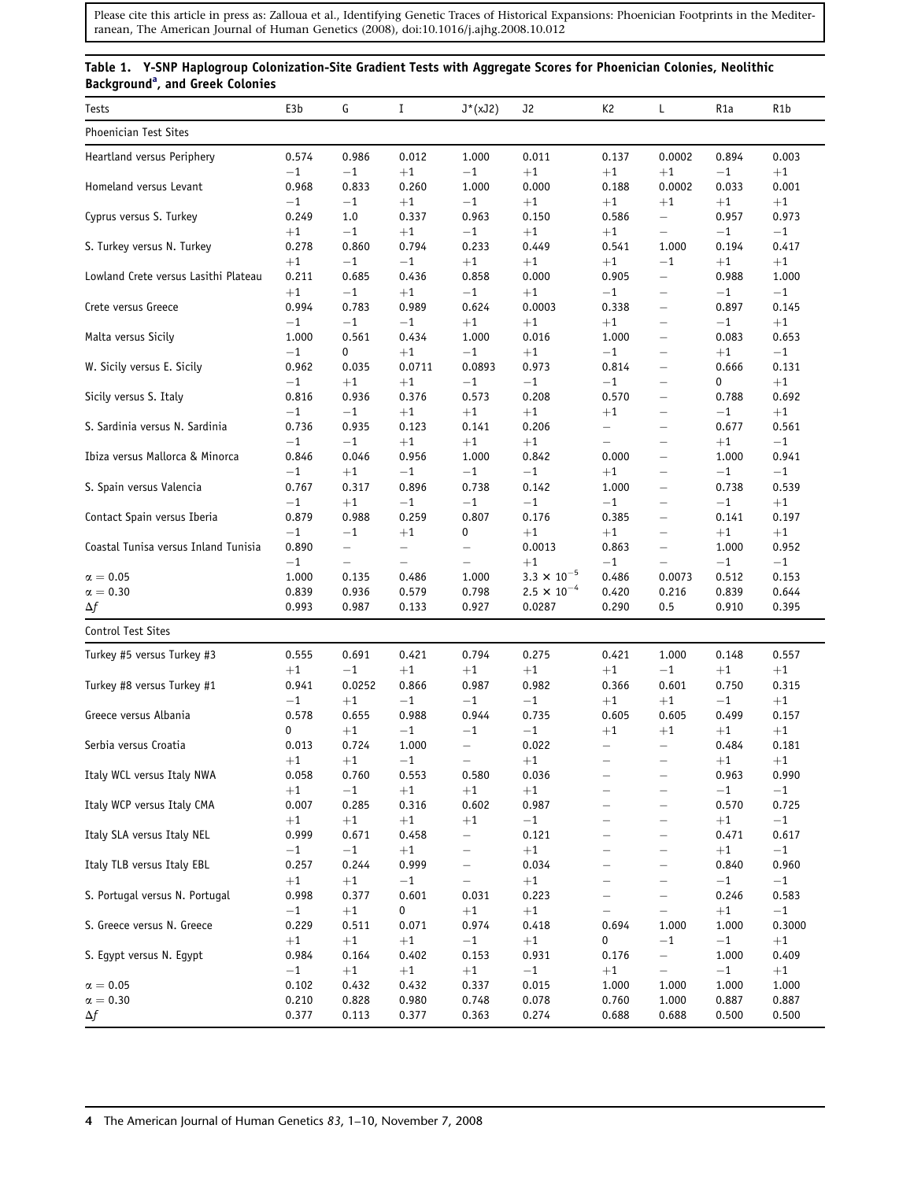**Table 1. Y-SNP Haplogroup Colonization-Site Gradient Tests with Aggregate Scores for Phoenician Colonies, Neolithic Background[a], and Greek Colonies**

| Tests | E3b | G | I | J*(xJ2) | J2 | K2 | L | R1a | R1b |
|---|---|---|---|---|---|---|---|---|---|
| **Phoenician Test Sites** | | | | | | | | | |
| Heartland versus Periphery | 0.574 | 0.986 | 0.012 | 1.000 | 0.011 | 0.137 | 0.0002 | 0.894 | 0.003 |
| | −1 | −1 | +1 | −1 | +1 | +1 | +1 | −1 | +1 |
| Homeland versus Levant | 0.968 | 0.833 | 0.260 | 1.000 | 0.000 | 0.188 | 0.0002 | 0.033 | 0.001 |
| | −1 | −1 | +1 | −1 | +1 | +1 | +1 | +1 | +1 |
| Cyprus versus S. Turkey | 0.249 | 1.0 | 0.337 | 0.963 | 0.150 | 0.586 | – | 0.957 | 0.973 |
| | +1 | −1 | +1 | −1 | +1 | +1 | – | −1 | −1 |
| S. Turkey versus N. Turkey | 0.278 | 0.860 | 0.794 | 0.233 | 0.449 | 0.541 | 1.000 | 0.194 | 0.417 |
| | +1 | −1 | −1 | +1 | +1 | +1 | −1 | +1 | +1 |
| Lowland Crete versus Lasithi Plateau | 0.211 | 0.685 | 0.436 | 0.858 | 0.000 | 0.905 | – | 0.988 | 1.000 |
| | +1 | −1 | +1 | −1 | +1 | −1 | – | −1 | −1 |
| Crete versus Greece | 0.994 | 0.783 | 0.989 | 0.624 | 0.0003 | 0.338 | – | 0.897 | 0.145 |
| | −1 | −1 | −1 | +1 | +1 | +1 | – | −1 | +1 |
| Malta versus Sicily | 1.000 | 0.561 | 0.434 | 1.000 | 0.016 | 1.000 | – | 0.083 | 0.653 |
| | −1 | 0 | +1 | −1 | +1 | −1 | – | +1 | −1 |
| W. Sicily versus E. Sicily | 0.962 | 0.035 | 0.0711 | 0.0893 | 0.973 | 0.814 | – | 0.666 | 0.131 |
| | −1 | +1 | +1 | −1 | −1 | −1 | – | 0 | +1 |
| Sicily versus S. Italy | 0.816 | 0.936 | 0.376 | 0.573 | 0.208 | 0.570 | – | 0.788 | 0.692 |
| | −1 | −1 | +1 | +1 | +1 | +1 | – | −1 | +1 |
| S. Sardinia versus N. Sardinia | 0.736 | 0.935 | 0.123 | 0.141 | 0.206 | – | – | 0.677 | 0.561 |
| | −1 | −1 | +1 | +1 | +1 | – | – | +1 | −1 |
| Ibiza versus Mallorca & Minorca | 0.846 | 0.046 | 0.956 | 1.000 | 0.842 | 0.000 | – | 1.000 | 0.941 |
| | −1 | +1 | −1 | −1 | −1 | +1 | – | −1 | −1 |
| S. Spain versus Valencia | 0.767 | 0.317 | 0.896 | 0.738 | 0.142 | 1.000 | – | 0.738 | 0.539 |
| | −1 | +1 | −1 | −1 | −1 | −1 | – | −1 | +1 |
| Contact Spain versus Iberia | 0.879 | 0.988 | 0.259 | 0.807 | 0.176 | 0.385 | – | 0.141 | 0.197 |
| | −1 | −1 | +1 | 0 | +1 | +1 | – | +1 | +1 |
| Coastal Tunisa versus Inland Tunisia | 0.890 | – | – | – | 0.0013 | 0.863 | – | 1.000 | 0.952 |
| | −1 | – | – | – | +1 | −1 | – | −1 | −1 |
| $\alpha = 0.05$ | 1.000 | 0.135 | 0.486 | 1.000 | $3.3 \times 10^{-5}$ | 0.486 | 0.0073 | 0.512 | 0.153 |
| $\alpha = 0.30$ | 0.839 | 0.936 | 0.579 | 0.798 | $2.5 \times 10^{-4}$ | 0.420 | 0.216 | 0.839 | 0.644 |
| $\Delta f$ | 0.993 | 0.987 | 0.133 | 0.927 | 0.0287 | 0.290 | 0.5 | 0.910 | 0.395 |
| **Control Test Sites** | | | | | | | | | |
| Turkey #5 versus Turkey #3 | 0.555 | 0.691 | 0.421 | 0.794 | 0.275 | 0.421 | 1.000 | 0.148 | 0.557 |
| | +1 | −1 | +1 | +1 | +1 | +1 | −1 | +1 | +1 |
| Turkey #8 versus Turkey #1 | 0.941 | 0.0252 | 0.866 | 0.987 | 0.982 | 0.366 | 0.601 | 0.750 | 0.315 |
| | −1 | +1 | −1 | −1 | −1 | +1 | +1 | −1 | +1 |
| Greece versus Albania | 0.578 | 0.655 | 0.988 | 0.944 | 0.735 | 0.605 | 0.605 | 0.499 | 0.157 |
| | 0 | +1 | −1 | −1 | −1 | +1 | +1 | +1 | +1 |
| Serbia versus Croatia | 0.013 | 0.724 | 1.000 | – | 0.022 | – | – | 0.484 | 0.181 |
| | +1 | +1 | −1 | – | +1 | – | – | +1 | +1 |
| Italy WCL versus Italy NWA | 0.058 | 0.760 | 0.553 | 0.580 | 0.036 | – | – | 0.963 | 0.990 |
| | +1 | −1 | +1 | +1 | +1 | – | – | −1 | −1 |
| Italy WCP versus Italy CMA | 0.007 | 0.285 | 0.316 | 0.602 | 0.987 | – | – | 0.570 | 0.725 |
| | +1 | +1 | +1 | +1 | −1 | – | – | +1 | −1 |
| Italy SLA versus Italy NEL | 0.999 | 0.671 | 0.458 | – | 0.121 | – | – | 0.471 | 0.617 |
| | −1 | −1 | +1 | – | +1 | – | – | +1 | −1 |
| Italy TLB versus Italy EBL | 0.257 | 0.244 | 0.999 | – | 0.034 | – | – | 0.840 | 0.960 |
| | +1 | +1 | −1 | – | +1 | – | – | −1 | −1 |
| S. Portugal versus N. Portugal | 0.998 | 0.377 | 0.601 | 0.031 | 0.223 | – | – | 0.246 | 0.583 |
| | −1 | +1 | 0 | +1 | +1 | – | – | +1 | −1 |
| S. Greece versus N. Greece | 0.229 | 0.511 | 0.071 | 0.974 | 0.418 | 0.694 | 1.000 | 1.000 | 0.3000 |
| | +1 | +1 | +1 | −1 | +1 | 0 | −1 | −1 | +1 |
| S. Egypt versus N. Egypt | 0.984 | 0.164 | 0.402 | 0.153 | 0.931 | 0.176 | – | 1.000 | 0.409 |
| | −1 | +1 | +1 | +1 | −1 | +1 | – | −1 | +1 |
| $\alpha = 0.05$ | 0.102 | 0.432 | 0.432 | 0.337 | 0.015 | 1.000 | 1.000 | 1.000 | 1.000 |
| $\alpha = 0.30$ | 0.210 | 0.828 | 0.980 | 0.748 | 0.078 | 0.760 | 1.000 | 0.887 | 0.887 |
| $\Delta f$ | 0.377 | 0.113 | 0.377 | 0.363 | 0.274 | 0.688 | 0.688 | 0.500 | 0.500 |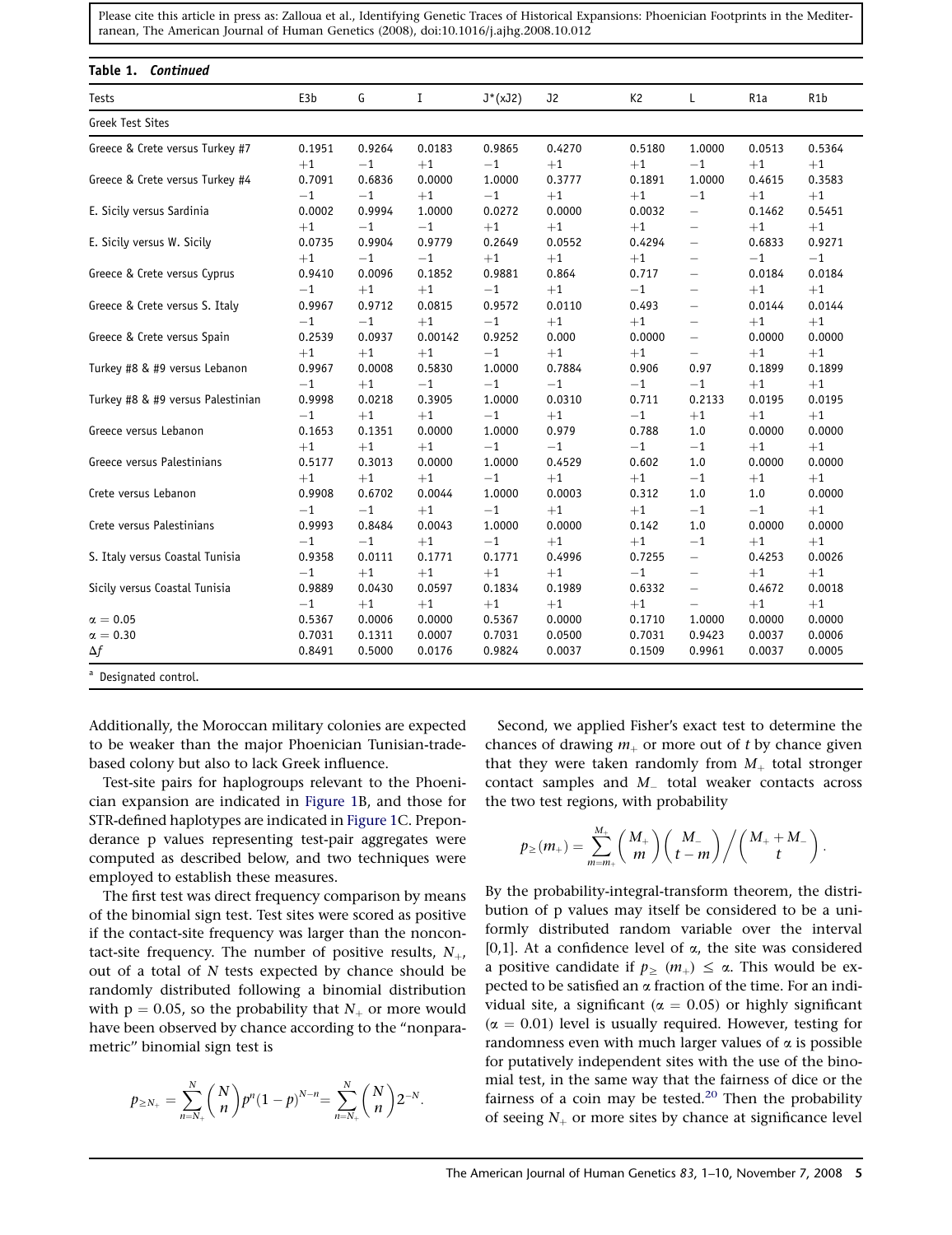**Table 1. *Continued***

| Tests | E3b | G | I | J*(xJ2) | J2 | K2 | L | R1a | R1b |
|---|---|---|---|---|---|---|---|---|---|
| Greek Test Sites | | | | | | | | | |
| Greece & Crete versus Turkey #7 | 0.1951 | 0.9264 | 0.0183 | 0.9865 | 0.4270 | 0.5180 | 1.0000 | 0.0513 | 0.5364 |
| | +1 | −1 | +1 | −1 | +1 | +1 | −1 | +1 | +1 |
| Greece & Crete versus Turkey #4 | 0.7091 | 0.6836 | 0.0000 | 1.0000 | 0.3777 | 0.1891 | 1.0000 | 0.4615 | 0.3583 |
| | −1 | −1 | +1 | −1 | +1 | +1 | −1 | +1 | +1 |
| E. Sicily versus Sardinia | 0.0002 | 0.9994 | 1.0000 | 0.0272 | 0.0000 | 0.0032 | – | 0.1462 | 0.5451 |
| | +1 | −1 | −1 | +1 | +1 | +1 | – | +1 | +1 |
| E. Sicily versus W. Sicily | 0.0735 | 0.9904 | 0.9779 | 0.2649 | 0.0552 | 0.4294 | – | 0.6833 | 0.9271 |
| | +1 | −1 | −1 | +1 | +1 | +1 | – | −1 | −1 |
| Greece & Crete versus Cyprus | 0.9410 | 0.0096 | 0.1852 | 0.9881 | 0.864 | 0.717 | – | 0.0184 | 0.0184 |
| | −1 | +1 | +1 | −1 | +1 | −1 | – | +1 | +1 |
| Greece & Crete versus S. Italy | 0.9967 | 0.9712 | 0.0815 | 0.9572 | 0.0110 | 0.493 | – | 0.0144 | 0.0144 |
| | −1 | −1 | +1 | −1 | +1 | +1 | – | +1 | +1 |
| Greece & Crete versus Spain | 0.2539 | 0.0937 | 0.00142 | 0.9252 | 0.000 | 0.0000 | – | 0.0000 | 0.0000 |
| | +1 | +1 | +1 | −1 | +1 | +1 | – | +1 | +1 |
| Turkey #8 & #9 versus Lebanon | 0.9967 | 0.0008 | 0.5830 | 1.0000 | 0.7884 | 0.906 | 0.97 | 0.1899 | 0.1899 |
| | −1 | +1 | −1 | −1 | −1 | −1 | −1 | +1 | +1 |
| Turkey #8 & #9 versus Palestinian | 0.9998 | 0.0218 | 0.3905 | 1.0000 | 0.0310 | 0.711 | 0.2133 | 0.0195 | 0.0195 |
| | −1 | +1 | +1 | −1 | +1 | −1 | +1 | +1 | +1 |
| Greece versus Lebanon | 0.1653 | 0.1351 | 0.0000 | 1.0000 | 0.979 | 0.788 | 1.0 | 0.0000 | 0.0000 |
| | +1 | +1 | +1 | −1 | −1 | −1 | −1 | +1 | +1 |
| Greece versus Palestinians | 0.5177 | 0.3013 | 0.0000 | 1.0000 | 0.4529 | 0.602 | 1.0 | 0.0000 | 0.0000 |
| | +1 | +1 | +1 | −1 | +1 | +1 | −1 | +1 | +1 |
| Crete versus Lebanon | 0.9908 | 0.6702 | 0.0044 | 1.0000 | 0.0003 | 0.312 | 1.0 | 1.0 | 0.0000 |
| | −1 | −1 | +1 | −1 | +1 | +1 | −1 | −1 | +1 |
| Crete versus Palestinians | 0.9993 | 0.8484 | 0.0043 | 1.0000 | 0.0000 | 0.142 | 1.0 | 0.0000 | 0.0000 |
| | −1 | −1 | +1 | −1 | +1 | +1 | −1 | +1 | +1 |
| S. Italy versus Coastal Tunisia | 0.9358 | 0.0111 | 0.1771 | 0.1771 | 0.4996 | 0.7255 | – | 0.4253 | 0.0026 |
| | −1 | +1 | +1 | +1 | +1 | −1 | – | +1 | +1 |
| Sicily versus Coastal Tunisia | 0.9889 | 0.0430 | 0.0597 | 0.1834 | 0.1989 | 0.6332 | – | 0.4672 | 0.0018 |
| | −1 | +1 | +1 | +1 | +1 | +1 | – | +1 | +1 |
| $\alpha = 0.05$ | 0.5367 | 0.0006 | 0.0000 | 0.5367 | 0.0000 | 0.1710 | 1.0000 | 0.0000 | 0.0000 |
| $\alpha = 0.30$ | 0.7031 | 0.1311 | 0.0007 | 0.7031 | 0.0500 | 0.7031 | 0.9423 | 0.0037 | 0.0006 |
| $\Delta f$ | 0.8491 | 0.5000 | 0.0176 | 0.9824 | 0.0037 | 0.1509 | 0.9961 | 0.0037 | 0.0005 |

[a] Designated control.

Additionally, the Moroccan military colonies are expected to be weaker than the major Phoenician Tunisian-trade-based colony but also to lack Greek influence.

Test-site pairs for haplogroups relevant to the Phoenician expansion are indicated in Figure 1B, and those for STR-defined haplotypes are indicated in Figure 1C. Preponderance p values representing test-pair aggregates were computed as described below, and two techniques were employed to establish these measures.

The first test was direct frequency comparison by means of the binomial sign test. Test sites were scored as positive if the contact-site frequency was larger than the noncontact-site frequency. The number of positive results, $N_+$, out of a total of $N$ tests expected by chance should be randomly distributed following a binomial distribution with $p = 0.05$, so the probability that $N_+$ or more would have been observed by chance according to the "nonparametric" binomial sign test is

$$p_{\geq N_+} = \sum_{n=N_+}^{N} \binom{N}{n} p^n (1-p)^{N-n} = \sum_{n=N_+}^{N} \binom{N}{n} 2^{-N}.$$

Second, we applied Fisher's exact test to determine the chances of drawing $m_+$ or more out of $t$ by chance given that they were taken randomly from $M_+$ total stronger contact samples and $M_-$ total weaker contacts across the two test regions, with probability

$$p_{\geq}(m_+) = \sum_{m=m_+}^{M_+} \binom{M_+}{m} \binom{M_-}{t-m} \bigg/ \binom{M_+ + M_-}{t}.$$

By the probability-integral-transform theorem, the distribution of p values may itself be considered to be a uniformly distributed random variable over the interval [0,1]. At a confidence level of $\alpha$, the site was considered a positive candidate if $p_{\geq}(m_+) \leq \alpha$. This would be expected to be satisfied an $\alpha$ fraction of the time. For an individual site, a significant ($\alpha = 0.05$) or highly significant ($\alpha = 0.01$) level is usually required. However, testing for randomness even with much larger values of $\alpha$ is possible for putatively independent sites with the use of the binomial test, in the same way that the fairness of dice or the fairness of a coin may be tested.[20] Then the probability of seeing $N_+$ or more sites by chance at significance level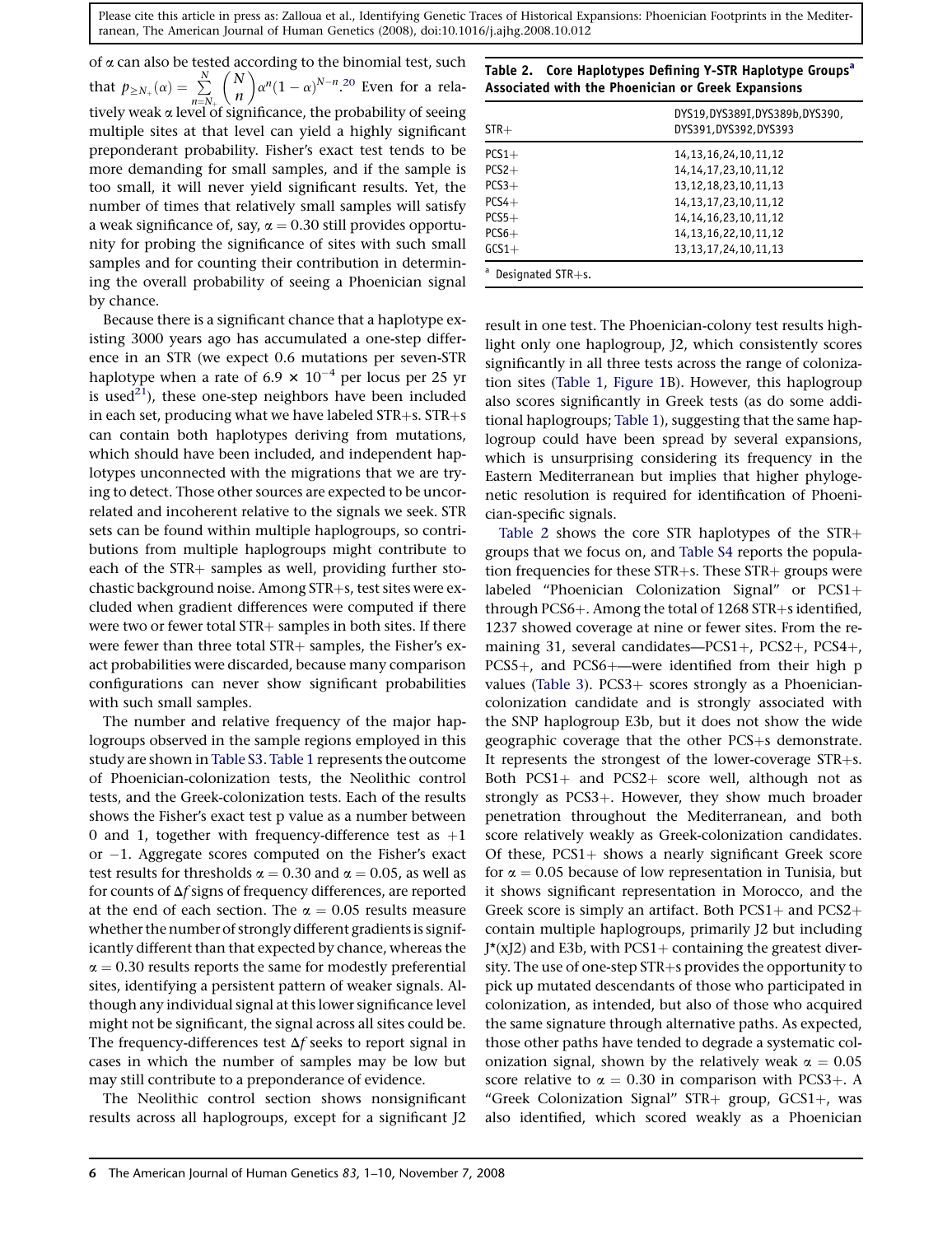of $\alpha$ can also be tested according to the binomial test, such that $p_{\geq N_+}(\alpha) = \sum_{n=N_+}^{N} \binom{N}{n} \alpha^n (1-\alpha)^{N-n}$.[20] Even for a relatively weak $\alpha$ level of significance, the probability of seeing multiple sites at that level can yield a highly significant preponderant probability. Fisher's exact test tends to be more demanding for small samples, and if the sample is too small, it will never yield significant results. Yet, the number of times that relatively small samples will satisfy a weak significance of, say, $\alpha = 0.30$ still provides opportunity for probing the significance of sites with such small samples and for counting their contribution in determining the overall probability of seeing a Phoenician signal by chance.

Because there is a significant chance that a haplotype existing 3000 years ago has accumulated a one-step difference in an STR (we expect 0.6 mutations per seven-STR haplotype when a rate of $6.9 \times 10^{-4}$ per locus per 25 yr is used[21]), these one-step neighbors have been included in each set, producing what we have labeled STR+s. STR+s can contain both haplotypes deriving from mutations, which should have been included, and independent haplotypes unconnected with the migrations that we are trying to detect. Those other sources are expected to be uncorrelated and incoherent relative to the signals we seek. STR sets can be found within multiple haplogroups, so contributions from multiple haplogroups might contribute to each of the STR+ samples as well, providing further stochastic background noise. Among STR+s, test sites were excluded when gradient differences were computed if there were two or fewer total STR+ samples in both sites. If there were fewer than three total STR+ samples, the Fisher's exact probabilities were discarded, because many comparison configurations can never show significant probabilities with such small samples.

The number and relative frequency of the major haplogroups observed in the sample regions employed in this study are shown in Table S3. Table 1 represents the outcome of Phoenician-colonization tests, the Neolithic control tests, and the Greek-colonization tests. Each of the results shows the Fisher's exact test p value as a number between 0 and 1, together with frequency-difference test as +1 or −1. Aggregate scores computed on the Fisher's exact test results for thresholds $\alpha = 0.30$ and $\alpha = 0.05$, as well as for counts of $\Delta f$ signs of frequency differences, are reported at the end of each section. The $\alpha = 0.05$ results measure whether the number of strongly different gradients is significantly different than that expected by chance, whereas the $\alpha = 0.30$ results reports the same for modestly preferential sites, identifying a persistent pattern of weaker signals. Although any individual signal at this lower significance level might not be significant, the signal across all sites could be. The frequency-differences test $\Delta f$ seeks to report signal in cases in which the number of samples may be low but may still contribute to a preponderance of evidence.

The Neolithic control section shows nonsignificant results across all haplogroups, except for a significant J2 result in one test. The Phoenician-colony test results highlight only one haplogroup, J2, which consistently scores significantly in all three tests across the range of colonization sites (Table 1, Figure 1B). However, this haplogroup also scores significantly in Greek tests (as do some additional haplogroups; Table 1), suggesting that the same haplogroup could have been spread by several expansions, which is unsurprising considering its frequency in the Eastern Mediterranean but implies that higher phylogenetic resolution is required for identification of Phoenician-specific signals.

**Table 2. Core Haplotypes Defining Y-STR Haplotype Groups[a] Associated with the Phoenician or Greek Expansions**

| STR+ | DYS19,DYS389I,DYS389b,DYS390, DYS391,DYS392,DYS393 |
|---|---|
| PCS1+ | 14,13,16,24,10,11,12 |
| PCS2+ | 14,14,17,23,10,11,12 |
| PCS3+ | 13,12,18,23,10,11,13 |
| PCS4+ | 14,13,17,23,10,11,12 |
| PCS5+ | 14,14,16,23,10,11,12 |
| PCS6+ | 14,13,16,22,10,11,12 |
| GCS1+ | 13,13,17,24,10,11,13 |

[a] Designated STR+s.

Table 2 shows the core STR haplotypes of the STR+ groups that we focus on, and Table S4 reports the population frequencies for these STR+s. These STR+ groups were labeled "Phoenician Colonization Signal" or PCS1+ through PCS6+. Among the total of 1268 STR+s identified, 1237 showed coverage at nine or fewer sites. From the remaining 31, several candidates—PCS1+, PCS2+, PCS4+, PCS5+, and PCS6+—were identified from their high p values (Table 3). PCS3+ scores strongly as a Phoenician-colonization candidate and is strongly associated with the SNP haplogroup E3b, but it does not show the wide geographic coverage that the other PCS+s demonstrate. It represents the strongest of the lower-coverage STR+s. Both PCS1+ and PCS2+ score well, although not as strongly as PCS3+. However, they show much broader penetration throughout the Mediterranean, and both score relatively weakly as Greek-colonization candidates. Of these, PCS1+ shows a nearly significant Greek score for $\alpha = 0.05$ because of low representation in Tunisia, but it shows significant representation in Morocco, and the Greek score is simply an artifact. Both PCS1+ and PCS2+ contain multiple haplogroups, primarily J2 but including J*(xJ2) and E3b, with PCS1+ containing the greatest diversity. The use of one-step STR+s provides the opportunity to pick up mutated descendants of those who participated in colonization, as intended, but also of those who acquired the same signature through alternative paths. As expected, those other paths have tended to degrade a systematic colonization signal, shown by the relatively weak $\alpha = 0.05$ score relative to $\alpha = 0.30$ in comparison with PCS3+. A "Greek Colonization Signal" STR+ group, GCS1+, was also identified, which scored weakly as a Phoenician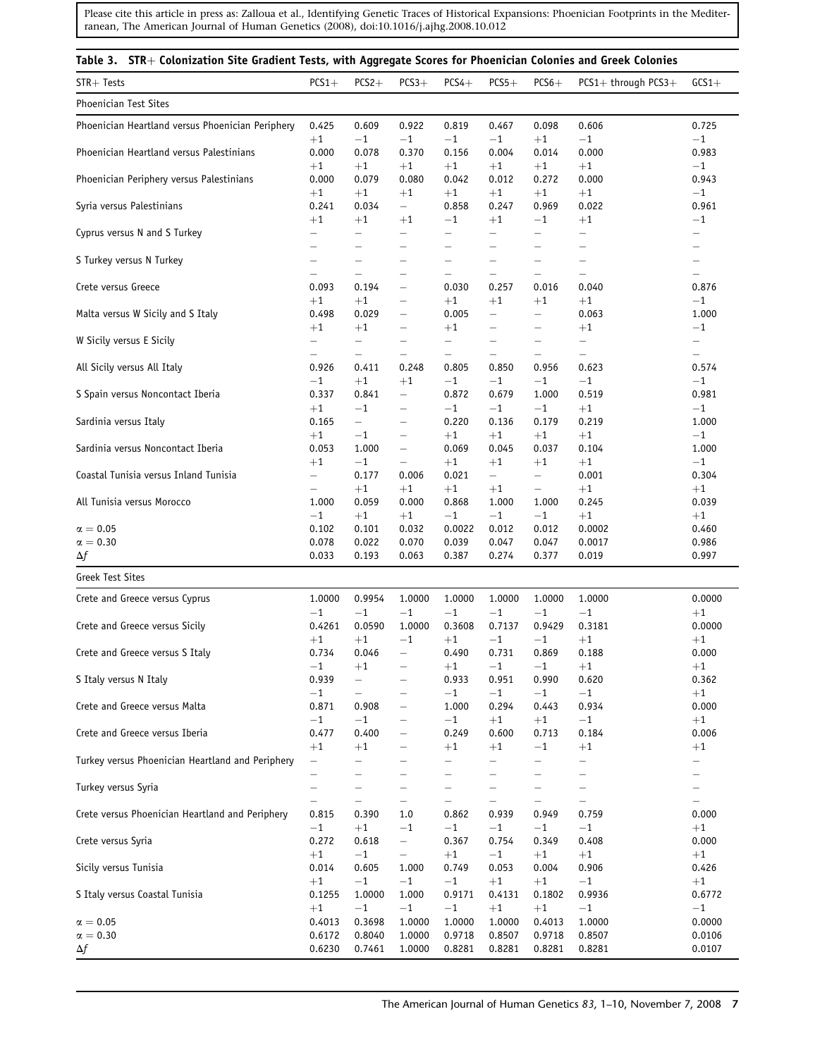Please cite this article in press as: Zalloua et al., Identifying Genetic Traces of Historical Expansions: Phoenician Footprints in the Mediterranean, The American Journal of Human Genetics (2008), doi:10.1016/j.ajhg.2008.10.012

**Table 3. STR+ Colonization Site Gradient Tests, with Aggregate Scores for Phoenician Colonies and Greek Colonies**

| STR+ Tests | PCS1+ | PCS2+ | PCS3+ | PCS4+ | PCS5+ | PCS6+ | PCS1+ through PCS3+ | GCS1+ |
|---|---|---|---|---|---|---|---|---|
| **Phoenician Test Sites** | | | | | | | | |
| Phoenician Heartland versus Phoenician Periphery | 0.425 | 0.609 | 0.922 | 0.819 | 0.467 | 0.098 | 0.606 | 0.725 |
| | +1 | −1 | −1 | −1 | −1 | +1 | −1 | −1 |
| Phoenician Heartland versus Palestinians | 0.000 | 0.078 | 0.370 | 0.156 | 0.004 | 0.014 | 0.000 | 0.983 |
| | +1 | +1 | +1 | +1 | +1 | +1 | +1 | −1 |
| Phoenician Periphery versus Palestinians | 0.000 | 0.079 | 0.080 | 0.042 | 0.012 | 0.272 | 0.000 | 0.943 |
| | +1 | +1 | +1 | +1 | +1 | +1 | +1 | −1 |
| Syria versus Palestinians | 0.241 | 0.034 | – | 0.858 | 0.247 | 0.969 | 0.022 | 0.961 |
| | +1 | +1 | +1 | −1 | +1 | −1 | +1 | −1 |
| Cyprus versus N and S Turkey | – | – | – | – | – | – | – | – |
| | – | – | – | – | – | – | – | – |
| S Turkey versus N Turkey | – | – | – | – | – | – | – | – |
| | – | – | – | – | – | – | – | – |
| Crete versus Greece | 0.093 | 0.194 | – | 0.030 | 0.257 | 0.016 | 0.040 | 0.876 |
| | +1 | +1 | – | +1 | +1 | +1 | +1 | −1 |
| Malta versus W Sicily and S Italy | 0.498 | 0.029 | – | 0.005 | – | – | 0.063 | 1.000 |
| | +1 | +1 | – | +1 | – | – | +1 | −1 |
| W Sicily versus E Sicily | – | – | – | – | – | – | – | – |
| | – | – | – | – | – | – | – | – |
| All Sicily versus All Italy | 0.926 | 0.411 | 0.248 | 0.805 | 0.850 | 0.956 | 0.623 | 0.574 |
| | −1 | +1 | +1 | −1 | −1 | −1 | −1 | −1 |
| S Spain versus Noncontact Iberia | 0.337 | 0.841 | – | 0.872 | 0.679 | 1.000 | 0.519 | 0.981 |
| | +1 | −1 | – | −1 | −1 | −1 | +1 | −1 |
| Sardinia versus Italy | 0.165 | – | – | 0.220 | 0.136 | 0.179 | 0.219 | 1.000 |
| | +1 | −1 | – | +1 | +1 | +1 | +1 | −1 |
| Sardinia versus Noncontact Iberia | 0.053 | 1.000 | – | 0.069 | 0.045 | 0.037 | 0.104 | 1.000 |
| | +1 | −1 | – | +1 | +1 | +1 | +1 | −1 |
| Coastal Tunisia versus Inland Tunisia | – | 0.177 | 0.006 | 0.021 | – | – | 0.001 | 0.304 |
| | – | +1 | +1 | +1 | +1 | – | +1 | +1 |
| All Tunisia versus Morocco | 1.000 | 0.059 | 0.000 | 0.868 | 1.000 | 1.000 | 0.245 | 0.039 |
| | −1 | +1 | +1 | −1 | −1 | −1 | −1 | +1 |
| $\alpha = 0.05$ | 0.102 | 0.101 | 0.032 | 0.0022 | 0.012 | 0.012 | 0.0002 | 0.460 |
| $\alpha = 0.30$ | 0.078 | 0.022 | 0.070 | 0.039 | 0.047 | 0.047 | 0.0017 | 0.986 |
| $\Delta f$ | 0.033 | 0.193 | 0.063 | 0.387 | 0.274 | 0.377 | 0.019 | 0.997 |
| **Greek Test Sites** | | | | | | | | |
| Crete and Greece versus Cyprus | 1.0000 | 0.9954 | 1.0000 | 1.0000 | 1.0000 | 1.0000 | 1.0000 | 0.0000 |
| | −1 | −1 | −1 | −1 | −1 | −1 | −1 | +1 |
| Crete and Greece versus Sicily | 0.4261 | 0.0590 | 1.0000 | 0.3608 | 0.7137 | 0.9429 | 0.3181 | 0.0000 |
| | +1 | +1 | −1 | +1 | −1 | −1 | +1 | +1 |
| Crete and Greece versus S Italy | 0.734 | 0.046 | – | 0.490 | 0.731 | 0.869 | 0.188 | 0.000 |
| | −1 | +1 | – | +1 | −1 | −1 | +1 | +1 |
| S Italy versus N Italy | 0.939 | – | – | 0.933 | 0.951 | 0.990 | 0.620 | 0.362 |
| | −1 | – | – | −1 | −1 | −1 | −1 | +1 |
| Crete and Greece versus Malta | 0.871 | 0.908 | – | 1.000 | 0.294 | 0.443 | 0.934 | 0.000 |
| | −1 | −1 | – | −1 | +1 | +1 | −1 | +1 |
| Crete and Greece versus Iberia | 0.477 | 0.400 | – | 0.249 | 0.600 | 0.713 | 0.184 | 0.006 |
| | +1 | +1 | – | +1 | +1 | −1 | +1 | +1 |
| Turkey versus Phoenician Heartland and Periphery | – | – | – | – | – | – | – | – |
| | – | – | – | – | – | – | – | – |
| Turkey versus Syria | – | – | – | – | – | – | – | – |
| | – | – | – | – | – | – | – | – |
| Crete versus Phoenician Heartland and Periphery | 0.815 | 0.390 | 1.0 | 0.862 | 0.939 | 0.949 | 0.759 | 0.000 |
| | −1 | +1 | −1 | −1 | −1 | −1 | −1 | +1 |
| Crete versus Syria | 0.272 | 0.618 | – | 0.367 | 0.754 | 0.349 | 0.408 | 0.000 |
| | +1 | −1 | – | +1 | −1 | +1 | +1 | +1 |
| Sicily versus Tunisia | 0.014 | 0.605 | 1.000 | 0.749 | 0.053 | 0.004 | 0.906 | 0.426 |
| | +1 | −1 | −1 | −1 | +1 | +1 | −1 | +1 |
| S Italy versus Coastal Tunisia | 0.1255 | 1.0000 | 1.000 | 0.9171 | 0.4131 | 0.1802 | 0.9936 | 0.6772 |
| | +1 | −1 | −1 | −1 | +1 | +1 | −1 | −1 |
| $\alpha = 0.05$ | 0.4013 | 0.3698 | 1.0000 | 1.0000 | 1.0000 | 0.4013 | 1.0000 | 0.0000 |
| $\alpha = 0.30$ | 0.6172 | 0.8040 | 1.0000 | 0.9718 | 0.8507 | 0.9718 | 0.8507 | 0.0106 |
| $\Delta f$ | 0.6230 | 0.7461 | 1.0000 | 0.8281 | 0.8281 | 0.8281 | 0.8281 | 0.0107 |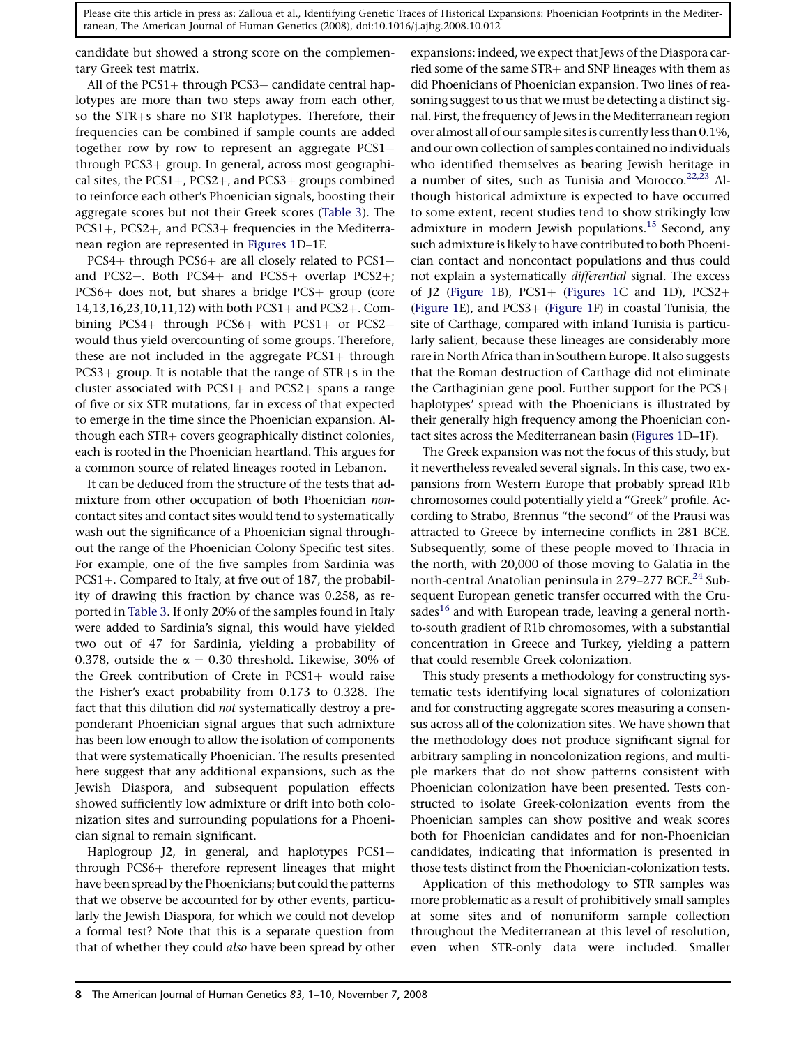candidate but showed a strong score on the complementary Greek test matrix.

All of the PCS1+ through PCS3+ candidate central haplotypes are more than two steps away from each other, so the STR+s share no STR haplotypes. Therefore, their frequencies can be combined if sample counts are added together row by row to represent an aggregate PCS1+ through PCS3+ group. In general, across most geographical sites, the PCS1+, PCS2+, and PCS3+ groups combined to reinforce each other's Phoenician signals, boosting their aggregate scores but not their Greek scores (Table 3). The PCS1+, PCS2+, and PCS3+ frequencies in the Mediterranean region are represented in Figures 1D–1F.

PCS4+ through PCS6+ are all closely related to PCS1+ and PCS2+. Both PCS4+ and PCS5+ overlap PCS2+; PCS6+ does not, but shares a bridge PCS+ group (core 14,13,16,23,10,11,12) with both PCS1+ and PCS2+. Combining PCS4+ through PCS6+ with PCS1+ or PCS2+ would thus yield overcounting of some groups. Therefore, these are not included in the aggregate PCS1+ through PCS3+ group. It is notable that the range of STR+s in the cluster associated with PCS1+ and PCS2+ spans a range of five or six STR mutations, far in excess of that expected to emerge in the time since the Phoenician expansion. Although each STR+ covers geographically distinct colonies, each is rooted in the Phoenician heartland. This argues for a common source of related lineages rooted in Lebanon.

It can be deduced from the structure of the tests that admixture from other occupation of both Phoenician *non*-contact sites and contact sites would tend to systematically wash out the significance of a Phoenician signal throughout the range of the Phoenician Colony Specific test sites. For example, one of the five samples from Sardinia was PCS1+. Compared to Italy, at five out of 187, the probability of drawing this fraction by chance was 0.258, as reported in Table 3. If only 20% of the samples found in Italy were added to Sardinia's signal, this would have yielded two out of 47 for Sardinia, yielding a probability of 0.378, outside the $\alpha = 0.30$ threshold. Likewise, 30% of the Greek contribution of Crete in PCS1+ would raise the Fisher's exact probability from 0.173 to 0.328. The fact that this dilution did *not* systematically destroy a preponderant Phoenician signal argues that such admixture has been low enough to allow the isolation of components that were systematically Phoenician. The results presented here suggest that any additional expansions, such as the Jewish Diaspora, and subsequent population effects showed sufficiently low admixture or drift into both colonization sites and surrounding populations for a Phoenician signal to remain significant.

Haplogroup J2, in general, and haplotypes PCS1+ through PCS6+ therefore represent lineages that might have been spread by the Phoenicians; but could the patterns that we observe be accounted for by other events, particularly the Jewish Diaspora, for which we could not develop a formal test? Note that this is a separate question from that of whether they could *also* have been spread by other expansions: indeed, we expect that Jews of the Diaspora carried some of the same STR+ and SNP lineages with them as did Phoenicians of Phoenician expansion. Two lines of reasoning suggest to us that we must be detecting a distinct signal. First, the frequency of Jews in the Mediterranean region over almost all of our sample sites is currently less than 0.1%, and our own collection of samples contained no individuals who identified themselves as bearing Jewish heritage in a number of sites, such as Tunisia and Morocco.[22,23] Although historical admixture is expected to have occurred to some extent, recent studies tend to show strikingly low admixture in modern Jewish populations.[15] Second, any such admixture is likely to have contributed to both Phoenician contact and noncontact populations and thus could not explain a systematically *differential* signal. The excess of J2 (Figure 1B), PCS1+ (Figures 1C and 1D), PCS2+ (Figure 1E), and PCS3+ (Figure 1F) in coastal Tunisia, the site of Carthage, compared with inland Tunisia is particularly salient, because these lineages are considerably more rare in North Africa than in Southern Europe. It also suggests that the Roman destruction of Carthage did not eliminate the Carthaginian gene pool. Further support for the PCS+ haplotypes' spread with the Phoenicians is illustrated by their generally high frequency among the Phoenician contact sites across the Mediterranean basin (Figures 1D–1F).

The Greek expansion was not the focus of this study, but it nevertheless revealed several signals. In this case, two expansions from Western Europe that probably spread R1b chromosomes could potentially yield a "Greek" profile. According to Strabo, Brennus "the second" of the Prausi was attracted to Greece by internecine conflicts in 281 BCE. Subsequently, some of these people moved to Thracia in the north, with 20,000 of those moving to Galatia in the north-central Anatolian peninsula in 279–277 BCE.[24] Subsequent European genetic transfer occurred with the Crusades[16] and with European trade, leaving a general north-to-south gradient of R1b chromosomes, with a substantial concentration in Greece and Turkey, yielding a pattern that could resemble Greek colonization.

This study presents a methodology for constructing systematic tests identifying local signatures of colonization and for constructing aggregate scores measuring a consensus across all of the colonization sites. We have shown that the methodology does not produce significant signal for arbitrary sampling in noncolonization regions, and multiple markers that do not show patterns consistent with Phoenician colonization have been presented. Tests constructed to isolate Greek-colonization events from the Phoenician samples can show positive and weak scores both for Phoenician candidates and for non-Phoenician candidates, indicating that information is presented in those tests distinct from the Phoenician-colonization tests.

Application of this methodology to STR samples was more problematic as a result of prohibitively small samples at some sites and of nonuniform sample collection throughout the Mediterranean at this level of resolution, even when STR-only data were included. Smaller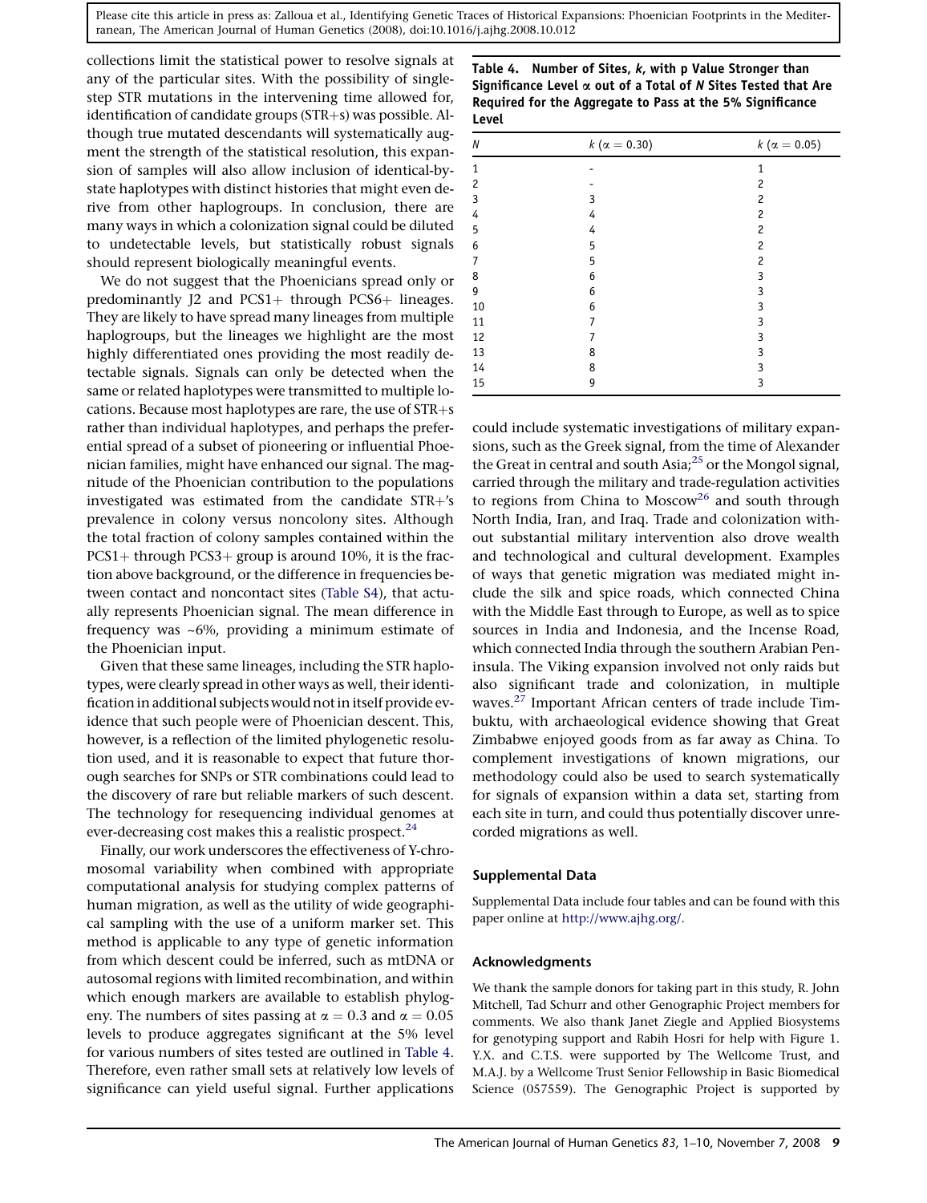collections limit the statistical power to resolve signals at any of the particular sites. With the possibility of single-step STR mutations in the intervening time allowed for, identification of candidate groups (STR+s) was possible. Although true mutated descendants will systematically augment the strength of the statistical resolution, this expansion of samples will also allow inclusion of identical-by-state haplotypes with distinct histories that might even derive from other haplogroups. In conclusion, there are many ways in which a colonization signal could be diluted to undetectable levels, but statistically robust signals should represent biologically meaningful events.

We do not suggest that the Phoenicians spread only or predominantly J2 and PCS1+ through PCS6+ lineages. They are likely to have spread many lineages from multiple haplogroups, but the lineages we highlight are the most highly differentiated ones providing the most readily detectable signals. Signals can only be detected when the same or related haplotypes were transmitted to multiple locations. Because most haplotypes are rare, the use of STR+s rather than individual haplotypes, and perhaps the preferential spread of a subset of pioneering or influential Phoenician families, might have enhanced our signal. The magnitude of the Phoenician contribution to the populations investigated was estimated from the candidate STR+'s prevalence in colony versus noncolony sites. Although the total fraction of colony samples contained within the PCS1+ through PCS3+ group is around 10%, it is the fraction above background, or the difference in frequencies between contact and noncontact sites (Table S4), that actually represents Phoenician signal. The mean difference in frequency was ~6%, providing a minimum estimate of the Phoenician input.

Given that these same lineages, including the STR haplotypes, were clearly spread in other ways as well, their identification in additional subjects would not in itself provide evidence that such people were of Phoenician descent. This, however, is a reflection of the limited phylogenetic resolution used, and it is reasonable to expect that future thorough searches for SNPs or STR combinations could lead to the discovery of rare but reliable markers of such descent. The technology for resequencing individual genomes at ever-decreasing cost makes this a realistic prospect.[24]

Finally, our work underscores the effectiveness of Y-chromosomal variability when combined with appropriate computational analysis for studying complex patterns of human migration, as well as the utility of wide geographical sampling with the use of a uniform marker set. This method is applicable to any type of genetic information from which descent could be inferred, such as mtDNA or autosomal regions with limited recombination, and within which enough markers are available to establish phylogeny. The numbers of sites passing at $\alpha = 0.3$ and $\alpha = 0.05$ levels to produce aggregates significant at the 5% level for various numbers of sites tested are outlined in Table 4. Therefore, even rather small sets at relatively low levels of significance can yield useful signal. Further applications could include systematic investigations of military expansions, such as the Greek signal, from the time of Alexander the Great in central and south Asia;[25] or the Mongol signal, carried through the military and trade-regulation activities to regions from China to Moscow[26] and south through North India, Iran, and Iraq. Trade and colonization without substantial military intervention also drove wealth and technological and cultural development. Examples of ways that genetic migration was mediated might include the silk and spice roads, which connected China with the Middle East through to Europe, as well as to spice sources in India and Indonesia, and the Incense Road, which connected India through the southern Arabian Peninsula. The Viking expansion involved not only raids but also significant trade and colonization, in multiple waves.[27] Important African centers of trade include Timbuktu, with archaeological evidence showing that Great Zimbabwe enjoyed goods from as far away as China. To complement investigations of known migrations, our methodology could also be used to search systematically for signals of expansion within a data set, starting from each site in turn, and could thus potentially discover unrecorded migrations as well.

**Table 4. Number of Sites, *k*, with p Value Stronger than Significance Level $\alpha$ out of a Total of *N* Sites Tested that Are Required for the Aggregate to Pass at the 5% Significance Level**

| $N$ | $k$ ($\alpha = 0.30$) | $k$ ($\alpha = 0.05$) |
|---|---|---|
| 1 | - | 1 |
| 2 | - | 2 |
| 3 | 3 | 2 |
| 4 | 4 | 2 |
| 5 | 4 | 2 |
| 6 | 5 | 2 |
| 7 | 5 | 2 |
| 8 | 6 | 3 |
| 9 | 6 | 3 |
| 10 | 6 | 3 |
| 11 | 7 | 3 |
| 12 | 7 | 3 |
| 13 | 8 | 3 |
| 14 | 8 | 3 |
| 15 | 9 | 3 |

## Supplemental Data

Supplemental Data include four tables and can be found with this paper online at http://www.ajhg.org/.

## Acknowledgments

We thank the sample donors for taking part in this study, R. John Mitchell, Tad Schurr and other Genographic Project members for comments. We also thank Janet Ziegle and Applied Biosystems for genotyping support and Rabih Hosri for help with Figure 1. Y.X. and C.T.S. were supported by The Wellcome Trust, and M.A.J. by a Wellcome Trust Senior Fellowship in Basic Biomedical Science (057559). The Genographic Project is supported by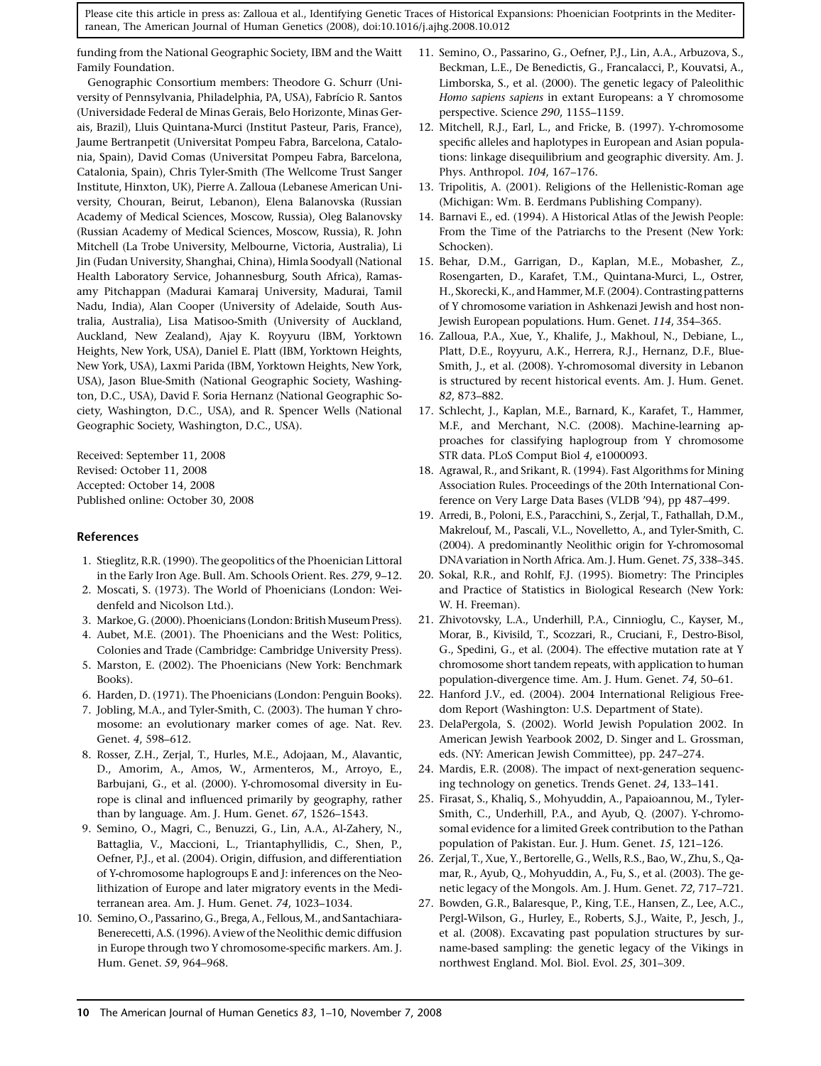funding from the National Geographic Society, IBM and the Waitt Family Foundation.

Genographic Consortium members: Theodore G. Schurr (University of Pennsylvania, Philadelphia, PA, USA), Fabrício R. Santos (Universidade Federal de Minas Gerais, Belo Horizonte, Minas Gerais, Brazil), Lluis Quintana-Murci (Institut Pasteur, Paris, France), Jaume Bertranpetit (Universitat Pompeu Fabra, Barcelona, Catalonia, Spain), David Comas (Universitat Pompeu Fabra, Barcelona, Catalonia, Spain), Chris Tyler-Smith (The Wellcome Trust Sanger Institute, Hinxton, UK), Pierre A. Zalloua (Lebanese American University, Chouran, Beirut, Lebanon), Elena Balanovska (Russian Academy of Medical Sciences, Moscow, Russia), Oleg Balanovsky (Russian Academy of Medical Sciences, Moscow, Russia), R. John Mitchell (La Trobe University, Melbourne, Victoria, Australia), Li Jin (Fudan University, Shanghai, China), Himla Soodyall (National Health Laboratory Service, Johannesburg, South Africa), Ramasamy Pitchappan (Madurai Kamaraj University, Madurai, Tamil Nadu, India), Alan Cooper (University of Adelaide, South Australia, Australia), Lisa Matisoo-Smith (University of Auckland, Auckland, New Zealand), Ajay K. Royyuru (IBM, Yorktown Heights, New York, USA), Daniel E. Platt (IBM, Yorktown Heights, New York, USA), Laxmi Parida (IBM, Yorktown Heights, New York, USA), Jason Blue-Smith (National Geographic Society, Washington, D.C., USA), David F. Soria Hernanz (National Geographic Society, Washington, D.C., USA), and R. Spencer Wells (National Geographic Society, Washington, D.C., USA).

Received: September 11, 2008
Revised: October 11, 2008
Accepted: October 14, 2008
Published online: October 30, 2008

## References

1. Stieglitz, R.R. (1990). The geopolitics of the Phoenician Littoral in the Early Iron Age. Bull. Am. Schools Orient. Res. *279*, 9–12.
2. Moscati, S. (1973). The World of Phoenicians (London: Weidenfeld and Nicolson Ltd.).
3. Markoe, G. (2000). Phoenicians (London: British Museum Press).
4. Aubet, M.E. (2001). The Phoenicians and the West: Politics, Colonies and Trade (Cambridge: Cambridge University Press).
5. Marston, E. (2002). The Phoenicians (New York: Benchmark Books).
6. Harden, D. (1971). The Phoenicians (London: Penguin Books).
7. Jobling, M.A., and Tyler-Smith, C. (2003). The human Y chromosome: an evolutionary marker comes of age. Nat. Rev. Genet. *4*, 598–612.
8. Rosser, Z.H., Zerjal, T., Hurles, M.E., Adojaan, M., Alavantic, D., Amorim, A., Amos, W., Armenteros, M., Arroyo, E., Barbujani, G., et al. (2000). Y-chromosomal diversity in Europe is clinal and influenced primarily by geography, rather than by language. Am. J. Hum. Genet. *67*, 1526–1543.
9. Semino, O., Magri, C., Benuzzi, G., Lin, A.A., Al-Zahery, N., Battaglia, V., Maccioni, L., Triantaphyllidis, C., Shen, P., Oefner, P.J., et al. (2004). Origin, diffusion, and differentiation of Y-chromosome haplogroups E and J: inferences on the Neolithization of Europe and later migratory events in the Mediterranean area. Am. J. Hum. Genet. *74*, 1023–1034.
10. Semino, O., Passarino, G., Brega, A., Fellous, M., and Santachiara-Benerecetti, A.S. (1996). A view of the Neolithic demic diffusion in Europe through two Y chromosome-specific markers. Am. J. Hum. Genet. *59*, 964–968.
11. Semino, O., Passarino, G., Oefner, P.J., Lin, A.A., Arbuzova, S., Beckman, L.E., De Benedictis, G., Francalacci, P., Kouvatsi, A., Limborska, S., et al. (2000). The genetic legacy of Paleolithic *Homo sapiens sapiens* in extant Europeans: a Y chromosome perspective. Science *290*, 1155–1159.
12. Mitchell, R.J., Earl, L., and Fricke, B. (1997). Y-chromosome specific alleles and haplotypes in European and Asian populations: linkage disequilibrium and geographic diversity. Am. J. Phys. Anthropol. *104*, 167–176.
13. Tripolitis, A. (2001). Religions of the Hellenistic-Roman age (Michigan: Wm. B. Eerdmans Publishing Company).
14. Barnavi E., ed. (1994). A Historical Atlas of the Jewish People: From the Time of the Patriarchs to the Present (New York: Schocken).
15. Behar, D.M., Garrigan, D., Kaplan, M.E., Mobasher, Z., Rosengarten, D., Karafet, T.M., Quintana-Murci, L., Ostrer, H., Skorecki, K., and Hammer, M.F. (2004). Contrasting patterns of Y chromosome variation in Ashkenazi Jewish and host non-Jewish European populations. Hum. Genet. *114*, 354–365.
16. Zalloua, P.A., Xue, Y., Khalife, J., Makhoul, N., Debiane, L., Platt, D.E., Royyuru, A.K., Herrera, R.J., Hernanz, D.F., Blue-Smith, J., et al. (2008). Y-chromosomal diversity in Lebanon is structured by recent historical events. Am. J. Hum. Genet. *82*, 873–882.
17. Schlecht, J., Kaplan, M.E., Barnard, K., Karafet, T., Hammer, M.F., and Merchant, N.C. (2008). Machine-learning approaches for classifying haplogroup from Y chromosome STR data. PLoS Comput Biol *4*, e1000093.
18. Agrawal, R., and Srikant, R. (1994). Fast Algorithms for Mining Association Rules. Proceedings of the 20th International Conference on Very Large Data Bases (VLDB '94), pp 487–499.
19. Arredi, B., Poloni, E.S., Paracchini, S., Zerjal, T., Fathallah, D.M., Makrelouf, M., Pascali, V.L., Novelletto, A., and Tyler-Smith, C. (2004). A predominantly Neolithic origin for Y-chromosomal DNA variation in North Africa. Am. J. Hum. Genet. *75*, 338–345.
20. Sokal, R.R., and Rohlf, F.J. (1995). Biometry: The Principles and Practice of Statistics in Biological Research (New York: W. H. Freeman).
21. Zhivotovsky, L.A., Underhill, P.A., Cinnioglu, C., Kayser, M., Morar, B., Kivisild, T., Scozzari, R., Cruciani, F., Destro-Bisol, G., Spedini, G., et al. (2004). The effective mutation rate at Y chromosome short tandem repeats, with application to human population-divergence time. Am. J. Hum. Genet. *74*, 50–61.
22. Hanford J.V., ed. (2004). 2004 International Religious Freedom Report (Washington: U.S. Department of State).
23. DelaPergola, S. (2002). World Jewish Population 2002. In American Jewish Yearbook 2002, D. Singer and L. Grossman, eds. (NY: American Jewish Committee), pp. 247–274.
24. Mardis, E.R. (2008). The impact of next-generation sequencing technology on genetics. Trends Genet. *24*, 133–141.
25. Firasat, S., Khaliq, S., Mohyuddin, A., Papaioannou, M., Tyler-Smith, C., Underhill, P.A., and Ayub, Q. (2007). Y-chromosomal evidence for a limited Greek contribution to the Pathan population of Pakistan. Eur. J. Hum. Genet. *15*, 121–126.
26. Zerjal, T., Xue, Y., Bertorelle, G., Wells, R.S., Bao, W., Zhu, S., Qamar, R., Ayub, Q., Mohyuddin, A., Fu, S., et al. (2003). The genetic legacy of the Mongols. Am. J. Hum. Genet. *72*, 717–721.
27. Bowden, G.R., Balaresque, P., King, T.E., Hansen, Z., Lee, A.C., Pergl-Wilson, G., Hurley, E., Roberts, S.J., Waite, P., Jesch, J., et al. (2008). Excavating past population structures by surname-based sampling: the genetic legacy of the Vikings in northwest England. Mol. Biol. Evol. *25*, 301–309.